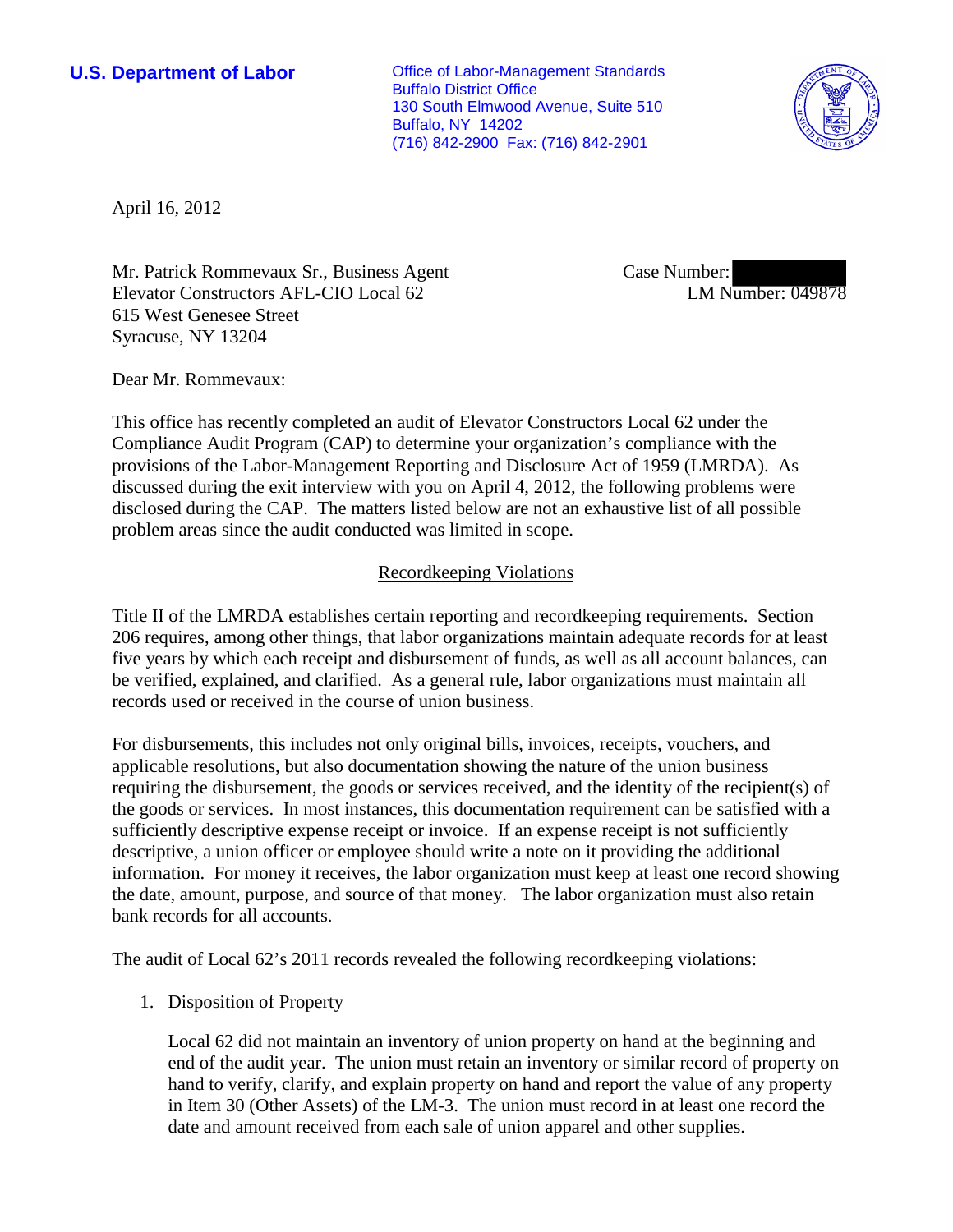**U.S. Department of Labor**

Office of Labor-Management Standards
Buffalo District Office
130 South Elmwood Avenue, Suite 510
Buffalo, NY 14202
(716) 842-2900 Fax: (716) 842-2901

April 16, 2012

Mr. Patrick Rommevaux Sr., Business Agent
Elevator Constructors AFL-CIO Local 62
615 West Genesee Street
Syracuse, NY 13204

Case Number:
LM Number: 049878

Dear Mr. Rommevaux:

This office has recently completed an audit of Elevator Constructors Local 62 under the Compliance Audit Program (CAP) to determine your organization's compliance with the provisions of the Labor-Management Reporting and Disclosure Act of 1959 (LMRDA). As discussed during the exit interview with you on April 4, 2012, the following problems were disclosed during the CAP. The matters listed below are not an exhaustive list of all possible problem areas since the audit conducted was limited in scope.

## Recordkeeping Violations

Title II of the LMRDA establishes certain reporting and recordkeeping requirements. Section 206 requires, among other things, that labor organizations maintain adequate records for at least five years by which each receipt and disbursement of funds, as well as all account balances, can be verified, explained, and clarified. As a general rule, labor organizations must maintain all records used or received in the course of union business.

For disbursements, this includes not only original bills, invoices, receipts, vouchers, and applicable resolutions, but also documentation showing the nature of the union business requiring the disbursement, the goods or services received, and the identity of the recipient(s) of the goods or services. In most instances, this documentation requirement can be satisfied with a sufficiently descriptive expense receipt or invoice. If an expense receipt is not sufficiently descriptive, a union officer or employee should write a note on it providing the additional information. For money it receives, the labor organization must keep at least one record showing the date, amount, purpose, and source of that money. The labor organization must also retain bank records for all accounts.

The audit of Local 62's 2011 records revealed the following recordkeeping violations:

1. Disposition of Property

   Local 62 did not maintain an inventory of union property on hand at the beginning and end of the audit year. The union must retain an inventory or similar record of property on hand to verify, clarify, and explain property on hand and report the value of any property in Item 30 (Other Assets) of the LM-3. The union must record in at least one record the date and amount received from each sale of union apparel and other supplies.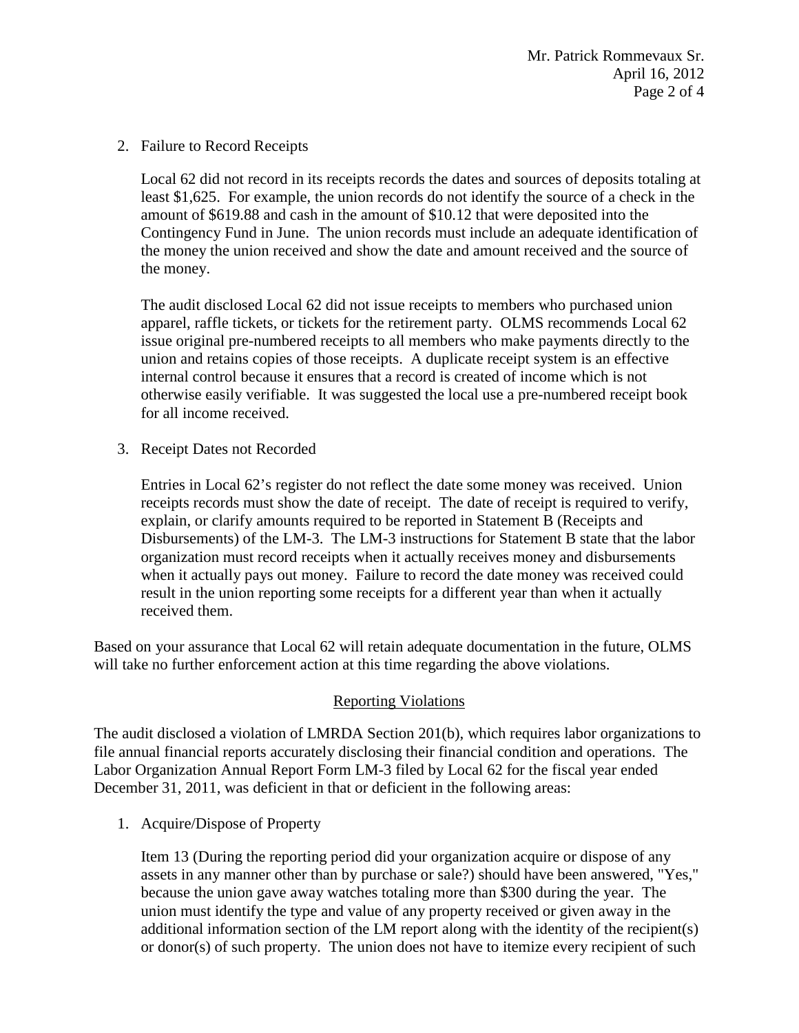2. Failure to Record Receipts

   Local 62 did not record in its receipts records the dates and sources of deposits totaling at least $1,625. For example, the union records do not identify the source of a check in the amount of $619.88 and cash in the amount of $10.12 that were deposited into the Contingency Fund in June. The union records must include an adequate identification of the money the union received and show the date and amount received and the source of the money.

   The audit disclosed Local 62 did not issue receipts to members who purchased union apparel, raffle tickets, or tickets for the retirement party. OLMS recommends Local 62 issue original pre-numbered receipts to all members who make payments directly to the union and retains copies of those receipts. A duplicate receipt system is an effective internal control because it ensures that a record is created of income which is not otherwise easily verifiable. It was suggested the local use a pre-numbered receipt book for all income received.

3. Receipt Dates not Recorded

   Entries in Local 62's register do not reflect the date some money was received. Union receipts records must show the date of receipt. The date of receipt is required to verify, explain, or clarify amounts required to be reported in Statement B (Receipts and Disbursements) of the LM-3. The LM-3 instructions for Statement B state that the labor organization must record receipts when it actually receives money and disbursements when it actually pays out money. Failure to record the date money was received could result in the union reporting some receipts for a different year than when it actually received them.

Based on your assurance that Local 62 will retain adequate documentation in the future, OLMS will take no further enforcement action at this time regarding the above violations.

## Reporting Violations

The audit disclosed a violation of LMRDA Section 201(b), which requires labor organizations to file annual financial reports accurately disclosing their financial condition and operations. The Labor Organization Annual Report Form LM-3 filed by Local 62 for the fiscal year ended December 31, 2011, was deficient in that or deficient in the following areas:

1. Acquire/Dispose of Property

   Item 13 (During the reporting period did your organization acquire or dispose of any assets in any manner other than by purchase or sale?) should have been answered, "Yes," because the union gave away watches totaling more than $300 during the year. The union must identify the type and value of any property received or given away in the additional information section of the LM report along with the identity of the recipient(s) or donor(s) of such property. The union does not have to itemize every recipient of such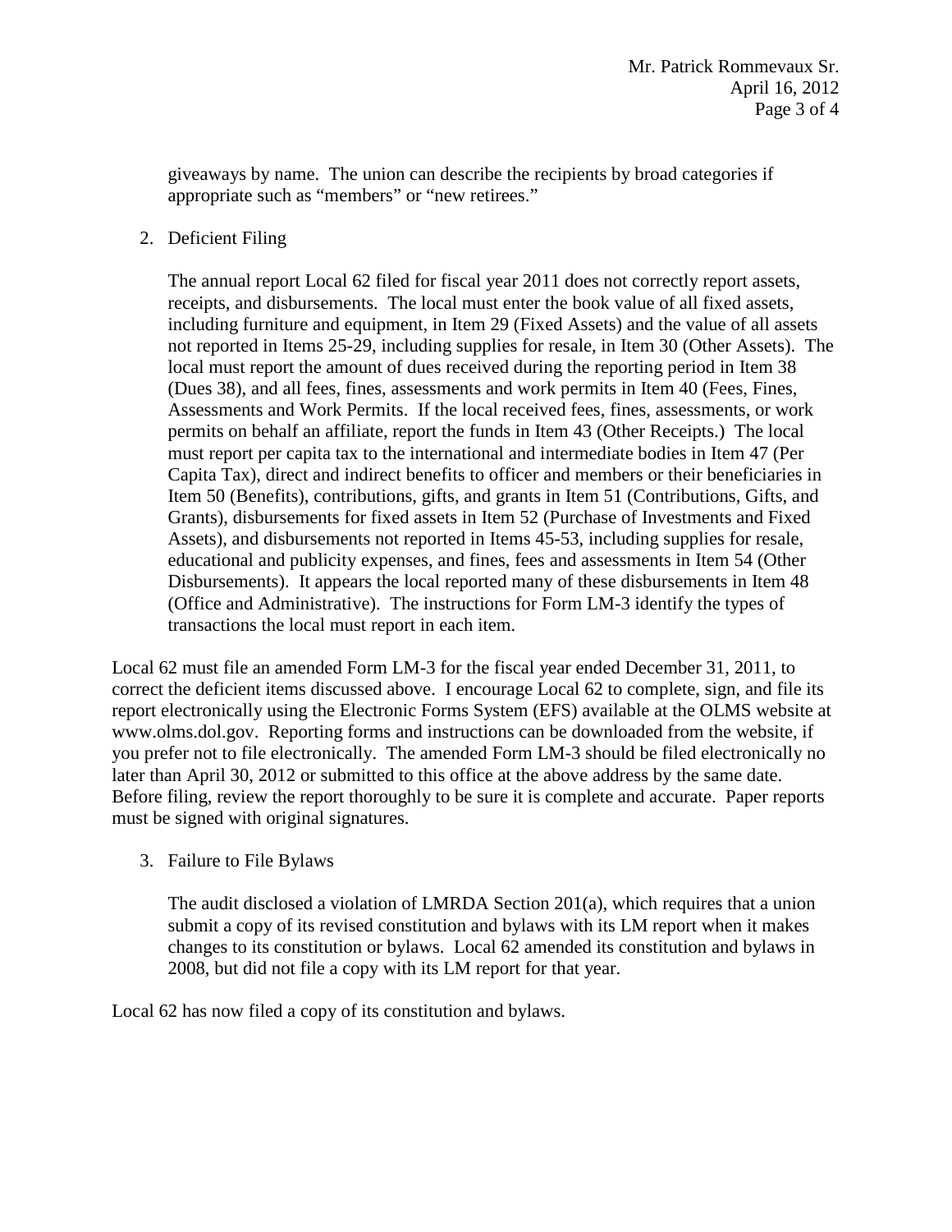giveaways by name. The union can describe the recipients by broad categories if appropriate such as "members" or "new retirees."

2. Deficient Filing

   The annual report Local 62 filed for fiscal year 2011 does not correctly report assets, receipts, and disbursements. The local must enter the book value of all fixed assets, including furniture and equipment, in Item 29 (Fixed Assets) and the value of all assets not reported in Items 25-29, including supplies for resale, in Item 30 (Other Assets). The local must report the amount of dues received during the reporting period in Item 38 (Dues 38), and all fees, fines, assessments and work permits in Item 40 (Fees, Fines, Assessments and Work Permits. If the local received fees, fines, assessments, or work permits on behalf an affiliate, report the funds in Item 43 (Other Receipts.) The local must report per capita tax to the international and intermediate bodies in Item 47 (Per Capita Tax), direct and indirect benefits to officer and members or their beneficiaries in Item 50 (Benefits), contributions, gifts, and grants in Item 51 (Contributions, Gifts, and Grants), disbursements for fixed assets in Item 52 (Purchase of Investments and Fixed Assets), and disbursements not reported in Items 45-53, including supplies for resale, educational and publicity expenses, and fines, fees and assessments in Item 54 (Other Disbursements). It appears the local reported many of these disbursements in Item 48 (Office and Administrative). The instructions for Form LM-3 identify the types of transactions the local must report in each item.

Local 62 must file an amended Form LM-3 for the fiscal year ended December 31, 2011, to correct the deficient items discussed above. I encourage Local 62 to complete, sign, and file its report electronically using the Electronic Forms System (EFS) available at the OLMS website at www.olms.dol.gov. Reporting forms and instructions can be downloaded from the website, if you prefer not to file electronically. The amended Form LM-3 should be filed electronically no later than April 30, 2012 or submitted to this office at the above address by the same date. Before filing, review the report thoroughly to be sure it is complete and accurate. Paper reports must be signed with original signatures.

3. Failure to File Bylaws

   The audit disclosed a violation of LMRDA Section 201(a), which requires that a union submit a copy of its revised constitution and bylaws with its LM report when it makes changes to its constitution or bylaws. Local 62 amended its constitution and bylaws in 2008, but did not file a copy with its LM report for that year.

Local 62 has now filed a copy of its constitution and bylaws.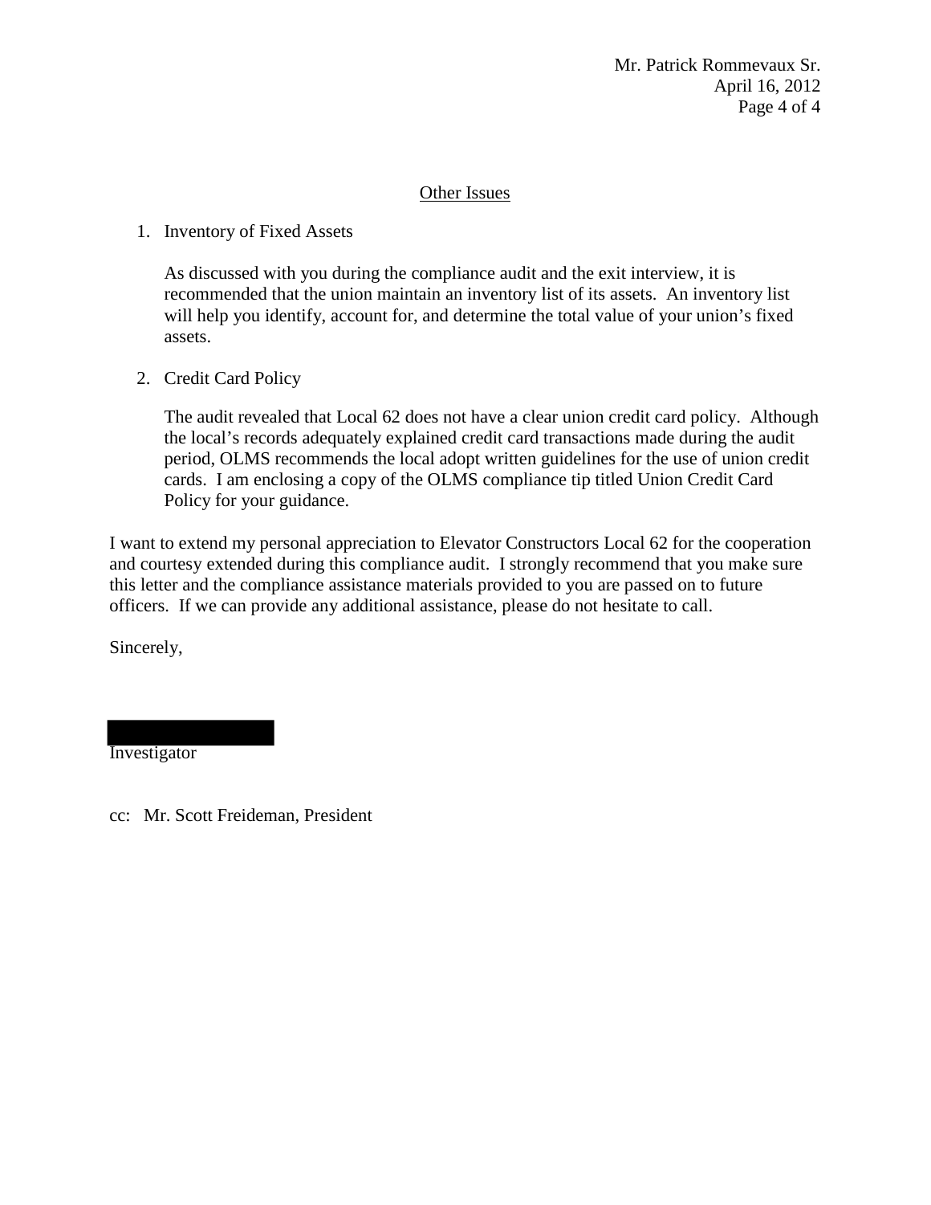## Other Issues

1. Inventory of Fixed Assets

   As discussed with you during the compliance audit and the exit interview, it is recommended that the union maintain an inventory list of its assets. An inventory list will help you identify, account for, and determine the total value of your union's fixed assets.

2. Credit Card Policy

   The audit revealed that Local 62 does not have a clear union credit card policy. Although the local's records adequately explained credit card transactions made during the audit period, OLMS recommends the local adopt written guidelines for the use of union credit cards. I am enclosing a copy of the OLMS compliance tip titled Union Credit Card Policy for your guidance.

I want to extend my personal appreciation to Elevator Constructors Local 62 for the cooperation and courtesy extended during this compliance audit. I strongly recommend that you make sure this letter and the compliance assistance materials provided to you are passed on to future officers. If we can provide any additional assistance, please do not hesitate to call.

Sincerely,

Investigator

cc: Mr. Scott Freideman, President